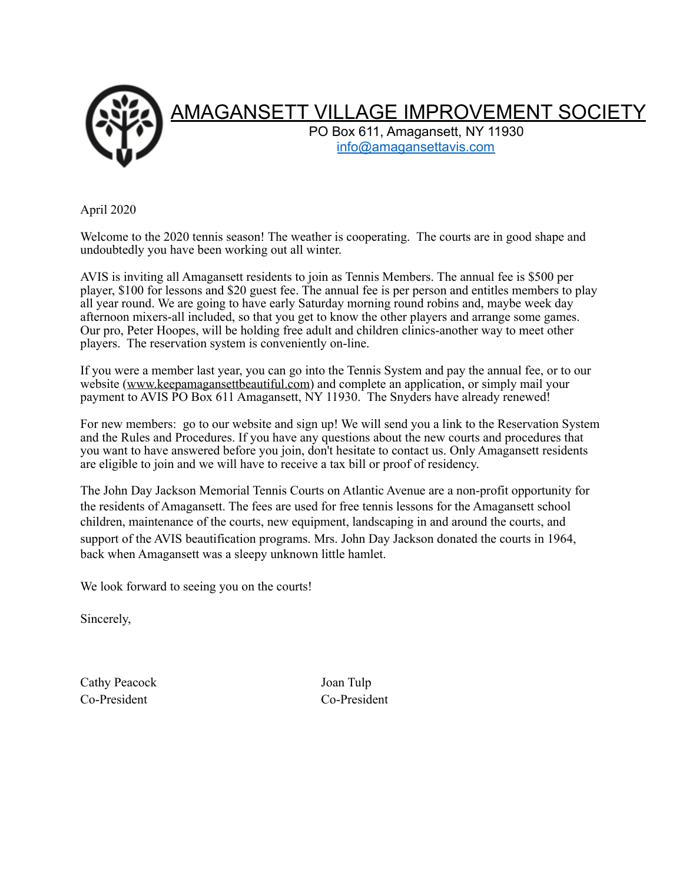# AMAGANSETT VILLAGE IMPROVEMENT SOCIETY

PO Box 611, Amagansett, NY 11930
info@amagansettavis.com

April 2020

Welcome to the 2020 tennis season! The weather is cooperating. The courts are in good shape and undoubtedly you have been working out all winter.

AVIS is inviting all Amagansett residents to join as Tennis Members. The annual fee is $500 per player, $100 for lessons and $20 guest fee. The annual fee is per person and entitles members to play all year round. We are going to have early Saturday morning round robins and, maybe week day afternoon mixers-all included, so that you get to know the other players and arrange some games. Our pro, Peter Hoopes, will be holding free adult and children clinics-another way to meet other players. The reservation system is conveniently on-line.

If you were a member last year, you can go into the Tennis System and pay the annual fee, or to our website (www.keepamagansettbeautiful.com) and complete an application, or simply mail your payment to AVIS PO Box 611 Amagansett, NY 11930. The Snyders have already renewed!

For new members: go to our website and sign up! We will send you a link to the Reservation System and the Rules and Procedures. If you have any questions about the new courts and procedures that you want to have answered before you join, don't hesitate to contact us. Only Amagansett residents are eligible to join and we will have to receive a tax bill or proof of residency.

The John Day Jackson Memorial Tennis Courts on Atlantic Avenue are a non-profit opportunity for the residents of Amagansett. The fees are used for free tennis lessons for the Amagansett school children, maintenance of the courts, new equipment, landscaping in and around the courts, and support of the AVIS beautification programs. Mrs. John Day Jackson donated the courts in 1964, back when Amagansett was a sleepy unknown little hamlet.

We look forward to seeing you on the courts!

Sincerely,

Cathy Peacock
Co-President

Joan Tulp
Co-President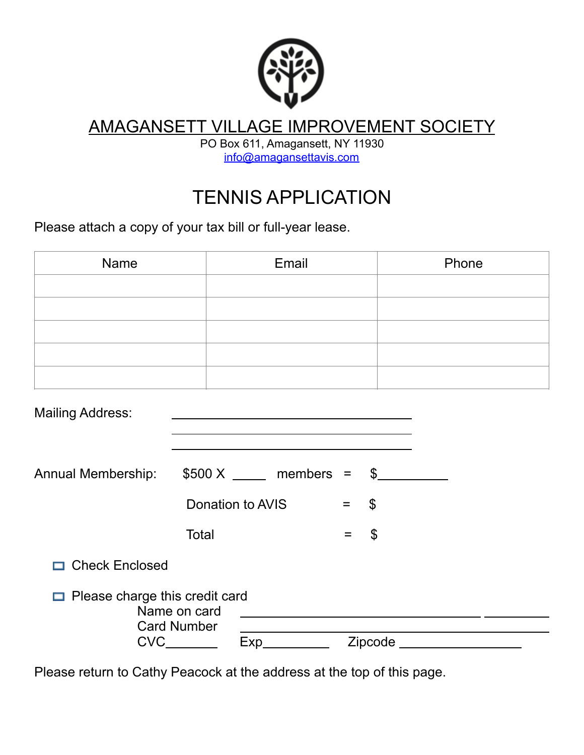# AMAGANSETT VILLAGE IMPROVEMENT SOCIETY

PO Box 611, Amagansett, NY 11930
info@amagansettavis.com

## TENNIS APPLICATION

Please attach a copy of your tax bill or full-year lease.

| Name | Email | Phone |
|---|---|---|
| | | |
| | | |
| | | |
| | | |
| | | |

Mailing Address: ______________________________
______________________________
______________________________

Annual Membership: $500 X _____ members = $__________

Donation to AVIS = $

Total = $

☐ Check Enclosed

☐ Please charge this credit card
Name on card ______________________________ __________
Card Number ______________________________
CVC_______ Exp_________ Zipcode _______________

Please return to Cathy Peacock at the address at the top of this page.